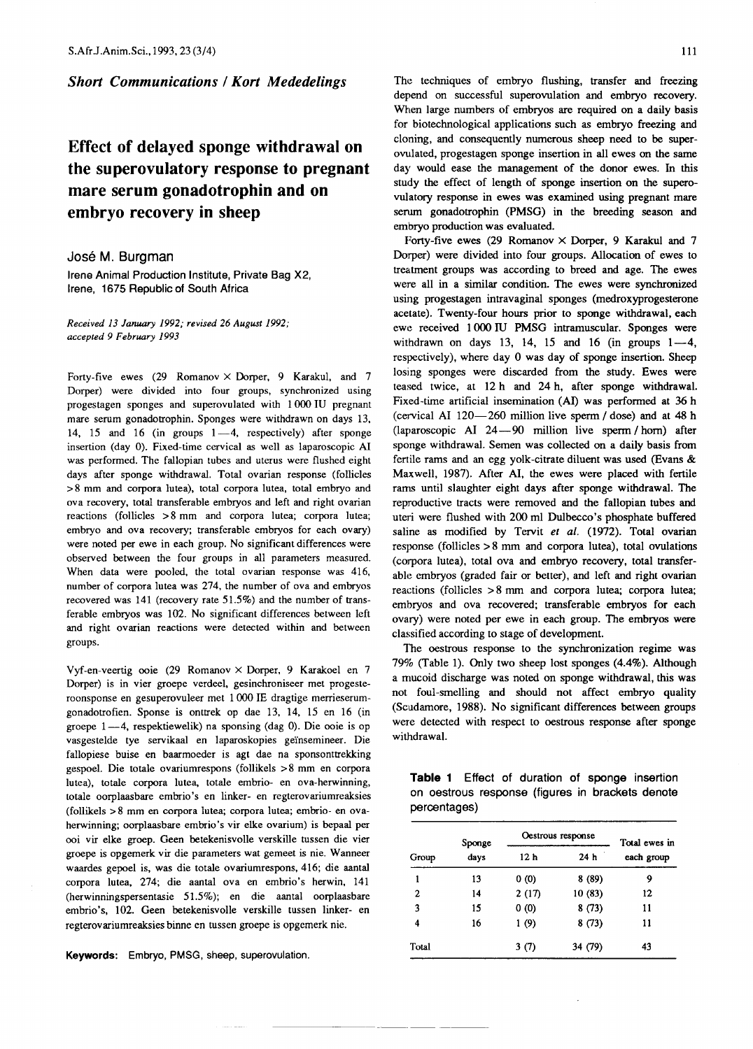*Short Communications / Kort Mededelings*

# Effect of delayed sponge withdrawal on the superovulatory response to pregnant mare serum gonadotrophin and on embryo recovery in sheep

José M. Burgman

Irene Animal Production Institute, Private Bag X2, Irene, 1675 Republic of South Africa

*Received 13 January 1992; revised 26 August 1992; accepted 9 February 1993*

Forty-five ewes (29 Romanov × Dorper, 9 Karakul, and 7 Dorper) were divided into four groups, synchronized using progestagen sponges and superovulated with 1 000 IU pregnant mare serum gonadotrophin. Sponges were withdrawn on days 13, 14, 15 and 16 (in groups 1—4, respectively) after sponge insertion (day 0). Fixed-time cervical as well as laparoscopic AI was performed. The fallopian tubes and uterus were flushed eight days after sponge withdrawal. Total ovarian response (follicles >8 mm and corpora lutea), total corpora lutea, total embryo and ova recovery, total transferable embryos and left and right ovarian reactions (follicles >8 mm and corpora lutea; corpora lutea; embryo and ova recovery; transferable embryos for each ovary) were noted per ewe in each group. No significant differences were observed between the four groups in all parameters measured. When data were pooled, the total ovarian response was 416, number of corpora lutea was 274, the number of ova and embryos recovered was 141 (recovery rate 51.5%) and the number of transferable embryos was 102. No significant differences between left and right ovarian reactions were detected within and between groups.

Vyf-en-veertig ooie (29 Romanov × Dorper, 9 Karakoel en 7 Dorper) is in vier groepe verdeel, gesinchroniseer met progesteroonsponse en gesuperovuleer met 1 000 IE dragtige merrieserumgonadotrofien. Sponse is onttrek op dae 13, 14, 15 en 16 (in groepe 1—4, respektiewelik) na sponsing (dag 0). Die ooie is op vasgestelde tye servikaal en laparoskopies geïnsemineer. Die fallopiese buise en baarmoeder is agt dae na sponsonttrekking gespoel. Die totale ovariumrespons (follikels >8 mm en corpora lutea), totale corpora lutea, totale embrio- en ova-herwinning, totale oorplaasbare embrio's en linker- en regterovariumreaksies (follikels >8 mm en corpora lutea; corpora lutea; embrio- en ova-herwinning; oorplaasbare embrio's vir elke ovarium) is bepaal per ooi vir elke groep. Geen betekenisvolle verskille tussen die vier groepe is opgemerk vir die parameters wat gemeet is nie. Wanneer waardes gepoel is, was die totale ovariumrespons, 416; die aantal corpora lutea, 274; die aantal ova en embrio's herwin, 141 (herwinningspersentasie 51.5%); en die aantal oorplaasbare embrio's, 102. Geen betekenisvolle verskille tussen linker- en regterovariumreaksies binne en tussen groepe is opgemerk nie.

**Keywords:** Embryo, PMSG, sheep, superovulation.

The techniques of embryo flushing, transfer and freezing depend on successful superovulation and embryo recovery. When large numbers of embryos are required on a daily basis for biotechnological applications such as embryo freezing and cloning, and consequently numerous sheep need to be superovulated, progestagen sponge insertion in all ewes on the same day would ease the management of the donor ewes. In this study the effect of length of sponge insertion on the superovulatory response in ewes was examined using pregnant mare serum gonadotrophin (PMSG) in the breeding season and embryo production was evaluated.

Forty-five ewes (29 Romanov × Dorper, 9 Karakul and 7 Dorper) were divided into four groups. Allocation of ewes to treatment groups was according to breed and age. The ewes were all in a similar condition. The ewes were synchronized using progestagen intravaginal sponges (medroxyprogesterone acetate). Twenty-four hours prior to sponge withdrawal, each ewe received 1 000 IU PMSG intramuscular. Sponges were withdrawn on days 13, 14, 15 and 16 (in groups 1—4, respectively), where day 0 was day of sponge insertion. Sheep losing sponges were discarded from the study. Ewes were teased twice, at 12 h and 24 h, after sponge withdrawal. Fixed-time artificial insemination (AI) was performed at 36 h (cervical AI 120—260 million live sperm / dose) and at 48 h (laparoscopic AI 24—90 million live sperm / horn) after sponge withdrawal. Semen was collected on a daily basis from fertile rams and an egg yolk-citrate diluent was used (Evans & Maxwell, 1987). After AI, the ewes were placed with fertile rams until slaughter eight days after sponge withdrawal. The reproductive tracts were removed and the fallopian tubes and uteri were flushed with 200 ml Dulbecco's phosphate buffered saline as modified by Tervit *et al.* (1972). Total ovarian response (follicles >8 mm and corpora lutea), total ovulations (corpora lutea), total ova and embryo recovery, total transferable embryos (graded fair or better), and left and right ovarian reactions (follicles >8 mm and corpora lutea; corpora lutea; embryos and ova recovered; transferable embryos for each ovary) were noted per ewe in each group. The embryos were classified according to stage of development.

The oestrous response to the synchronization regime was 79% (Table 1). Only two sheep lost sponges (4.4%). Although a mucoid discharge was noted on sponge withdrawal, this was not foul-smelling and should not affect embryo quality (Scudamore, 1988). No significant differences between groups were detected with respect to oestrous response after sponge withdrawal.

**Table 1** Effect of duration of sponge insertion on oestrous response (figures in brackets denote percentages)

| Group | Sponge days | Oestrous response | | Total ewes in each group |
|---|---|---|---|---|
| | | 12 h | 24 h | |
| 1 | 13 | 0 (0) | 8 (89) | 9 |
| 2 | 14 | 2 (17) | 10 (83) | 12 |
| 3 | 15 | 0 (0) | 8 (73) | 11 |
| 4 | 16 | 1 (9) | 8 (73) | 11 |
| Total | | 3 (7) | 34 (79) | 43 |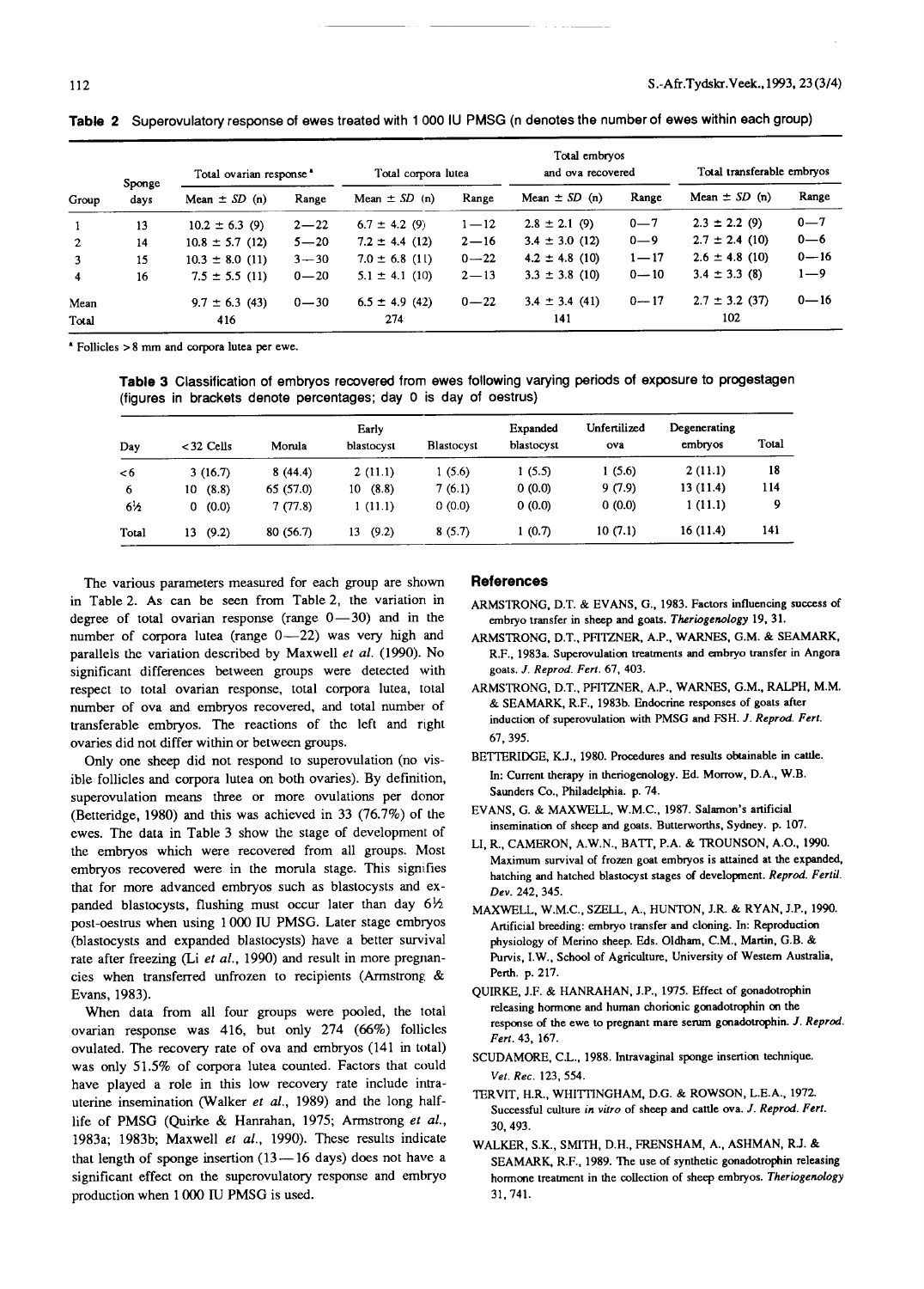**Table 2** Superovulatory response of ewes treated with 1 000 IU PMSG (n denotes the number of ewes within each group)

| Group | Sponge days | Total ovarian response * | | Total corpora lutea | | Total embryos and ova recovered | | Total transferable embryos | |
|---|---|---|---|---|---|---|---|---|---|
| | | Mean ± SD (n) | Range | Mean ± SD (n) | Range | Mean ± SD (n) | Range | Mean ± SD (n) | Range |
| 1 | 13 | 10.2 ± 6.3 (9) | 2—22 | 6.7 ± 4.2 (9) | 1—12 | 2.8 ± 2.1 (9) | 0—7 | 2.3 ± 2.2 (9) | 0—7 |
| 2 | 14 | 10.8 ± 5.7 (12) | 5—20 | 7.2 ± 4.4 (12) | 2—16 | 3.4 ± 3.0 (12) | 0—9 | 2.7 ± 2.4 (10) | 0—6 |
| 3 | 15 | 10.3 ± 8.0 (11) | 3—30 | 7.0 ± 6.8 (11) | 0—22 | 4.2 ± 4.8 (10) | 1—17 | 2.6 ± 4.8 (10) | 0—16 |
| 4 | 16 | 7.5 ± 5.5 (11) | 0—20 | 5.1 ± 4.1 (10) | 2—13 | 3.3 ± 3.8 (10) | 0—10 | 3.4 ± 3.3 (8) | 1—9 |
| Mean | | 9.7 ± 6.3 (43) | 0—30 | 6.5 ± 4.9 (42) | 0—22 | 3.4 ± 3.4 (41) | 0—17 | 2.7 ± 3.2 (37) | 0—16 |
| Total | | 416 | | 274 | | 141 | | 102 | |

* Follicles >8 mm and corpora lutea per ewe.

**Table 3** Classification of embryos recovered from ewes following varying periods of exposure to progestagen (figures in brackets denote percentages; day 0 is day of oestrus)

| Day | <32 Cells | Morula | Early blastocyst | Blastocyst | Expanded blastocyst | Unfertilized ova | Degenerating embryos | Total |
|---|---|---|---|---|---|---|---|---|
| <6 | 3 (16.7) | 8 (44.4) | 2 (11.1) | 1 (5.6) | 1 (5.5) | 1 (5.6) | 2 (11.1) | 18 |
| 6 | 10 (8.8) | 65 (57.0) | 10 (8.8) | 7 (6.1) | 0 (0.0) | 9 (7.9) | 13 (11.4) | 114 |
| 6½ | 0 (0.0) | 7 (77.8) | 1 (11.1) | 0 (0.0) | 0 (0.0) | 0 (0.0) | 1 (11.1) | 9 |
| Total | 13 (9.2) | 80 (56.7) | 13 (9.2) | 8 (5.7) | 1 (0.7) | 10 (7.1) | 16 (11.4) | 141 |

The various parameters measured for each group are shown in Table 2. As can be seen from Table 2, the variation in degree of total ovarian response (range 0—30) and in the number of corpora lutea (range 0—22) was very high and parallels the variation described by Maxwell *et al.* (1990). No significant differences between groups were detected with respect to total ovarian response, total corpora lutea, total number of ova and embryos recovered, and total number of transferable embryos. The reactions of the left and right ovaries did not differ within or between groups.

Only one sheep did not respond to superovulation (no visible follicles and corpora lutea on both ovaries). By definition, superovulation means three or more ovulations per donor (Betteridge, 1980) and this was achieved in 33 (76.7%) of the ewes. The data in Table 3 show the stage of development of the embryos which were recovered from all groups. Most embryos recovered were in the morula stage. This signifies that for more advanced embryos such as blastocysts and expanded blastocysts, flushing must occur later than day 6½ post-oestrus when using 1 000 IU PMSG. Later stage embryos (blastocysts and expanded blastocysts) have a better survival rate after freezing (Li *et al.*, 1990) and result in more pregnancies when transferred unfrozen to recipients (Armstrong & Evans, 1983).

When data from all four groups were pooled, the total ovarian response was 416, but only 274 (66%) follicles ovulated. The recovery rate of ova and embryos (141 in total) was only 51.5% of corpora lutea counted. Factors that could have played a role in this low recovery rate include intrauterine insemination (Walker *et al.*, 1989) and the long half-life of PMSG (Quirke & Hanrahan, 1975; Armstrong *et al.*, 1983a; 1983b; Maxwell *et al.*, 1990). These results indicate that length of sponge insertion (13—16 days) does not have a significant effect on the superovulatory response and embryo production when 1 000 IU PMSG is used.

## References

ARMSTRONG, D.T. & EVANS, G., 1983. Factors influencing success of embryo transfer in sheep and goats. *Theriogenology* 19, 31.

ARMSTRONG, D.T., PFITZNER, A.P., WARNES, G.M. & SEAMARK, R.F., 1983a. Superovulation treatments and embryo transfer in Angora goats. *J. Reprod. Fert.* 67, 403.

ARMSTRONG, D.T., PFITZNER, A.P., WARNES, G.M., RALPH, M.M. & SEAMARK, R.F., 1983b. Endocrine responses of goats after induction of superovulation with PMSG and FSH. *J. Reprod. Fert.* 67, 395.

BETTERIDGE, K.J., 1980. Procedures and results obtainable in cattle. In: Current therapy in theriogenology. Ed. Morrow, D.A., W.B. Saunders Co., Philadelphia. p. 74.

EVANS, G. & MAXWELL, W.M.C., 1987. Salamon's artificial insemination of sheep and goats. Butterworths, Sydney. p. 107.

LI, R., CAMERON, A.W.N., BATT, P.A. & TROUNSON, A.O., 1990. Maximum survival of frozen goat embryos is attained at the expanded, hatching and hatched blastocyst stages of development. *Reprod. Fertil. Dev.* 242, 345.

MAXWELL, W.M.C., SZELL, A., HUNTON, J.R. & RYAN, J.P., 1990. Artificial breeding: embryo transfer and cloning. In: Reproduction physiology of Merino sheep. Eds. Oldham, C.M., Martin, G.B. & Purvis, I.W., School of Agriculture, University of Western Australia, Perth. p. 217.

QUIRKE, J.F. & HANRAHAN, J.P., 1975. Effect of gonadotrophin releasing hormone and human chorionic gonadotrophin on the response of the ewe to pregnant mare serum gonadotrophin. *J. Reprod. Fert.* 43, 167.

SCUDAMORE, C.L., 1988. Intravaginal sponge insertion technique. *Vet. Rec.* 123, 554.

TERVIT, H.R., WHITTINGHAM, D.G. & ROWSON, L.E.A., 1972. Successful culture *in vitro* of sheep and cattle ova. *J. Reprod. Fert.* 30, 493.

WALKER, S.K., SMITH, D.H., FRENSHAM, A., ASHMAN, R.J. & SEAMARK, R.F., 1989. The use of synthetic gonadotrophin releasing hormone treatment in the collection of sheep embryos. *Theriogenology* 31, 741.